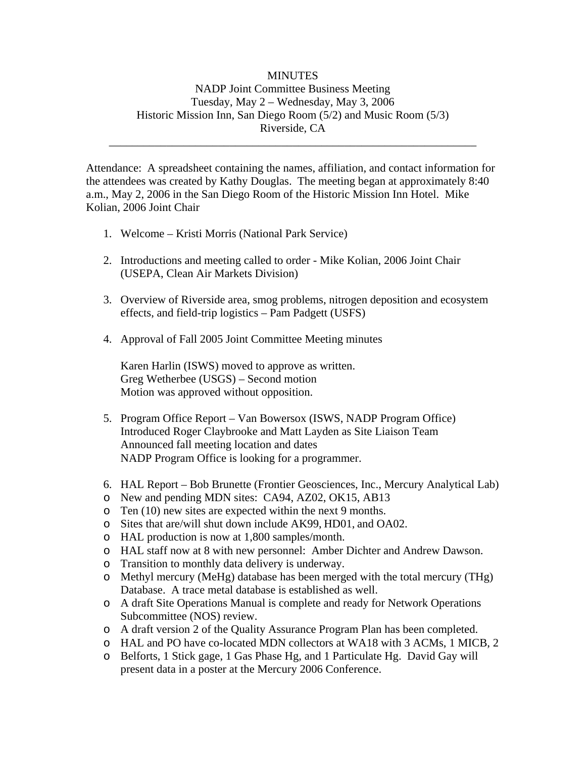MINUTES

NADP Joint Committee Business Meeting

Tuesday, May 2 – Wednesday, May 3, 2006

Historic Mission Inn, San Diego Room (5/2) and Music Room (5/3)

Riverside, CA

---

Attendance: A spreadsheet containing the names, affiliation, and contact information for the attendees was created by Kathy Douglas. The meeting began at approximately 8:40 a.m., May 2, 2006 in the San Diego Room of the Historic Mission Inn Hotel. Mike Kolian, 2006 Joint Chair

1. Welcome – Kristi Morris (National Park Service)

2. Introductions and meeting called to order - Mike Kolian, 2006 Joint Chair (USEPA, Clean Air Markets Division)

3. Overview of Riverside area, smog problems, nitrogen deposition and ecosystem effects, and field-trip logistics – Pam Padgett (USFS)

4. Approval of Fall 2005 Joint Committee Meeting minutes

   Karen Harlin (ISWS) moved to approve as written.
   Greg Wetherbee (USGS) – Second motion
   Motion was approved without opposition.

5. Program Office Report – Van Bowersox (ISWS, NADP Program Office)
   Introduced Roger Claybrooke and Matt Layden as Site Liaison Team
   Announced fall meeting location and dates
   NADP Program Office is looking for a programmer.

6. HAL Report – Bob Brunette (Frontier Geosciences, Inc., Mercury Analytical Lab)
   - New and pending MDN sites: CA94, AZ02, OK15, AB13
   - Ten (10) new sites are expected within the next 9 months.
   - Sites that are/will shut down include AK99, HD01, and OA02.
   - HAL production is now at 1,800 samples/month.
   - HAL staff now at 8 with new personnel: Amber Dichter and Andrew Dawson.
   - Transition to monthly data delivery is underway.
   - Methyl mercury (MeHg) database has been merged with the total mercury (THg) Database. A trace metal database is established as well.
   - A draft Site Operations Manual is complete and ready for Network Operations Subcommittee (NOS) review.
   - A draft version 2 of the Quality Assurance Program Plan has been completed.
   - HAL and PO have co-located MDN collectors at WA18 with 3 ACMs, 1 MICB, 2
   - Belforts, 1 Stick gage, 1 Gas Phase Hg, and 1 Particulate Hg. David Gay will present data in a poster at the Mercury 2006 Conference.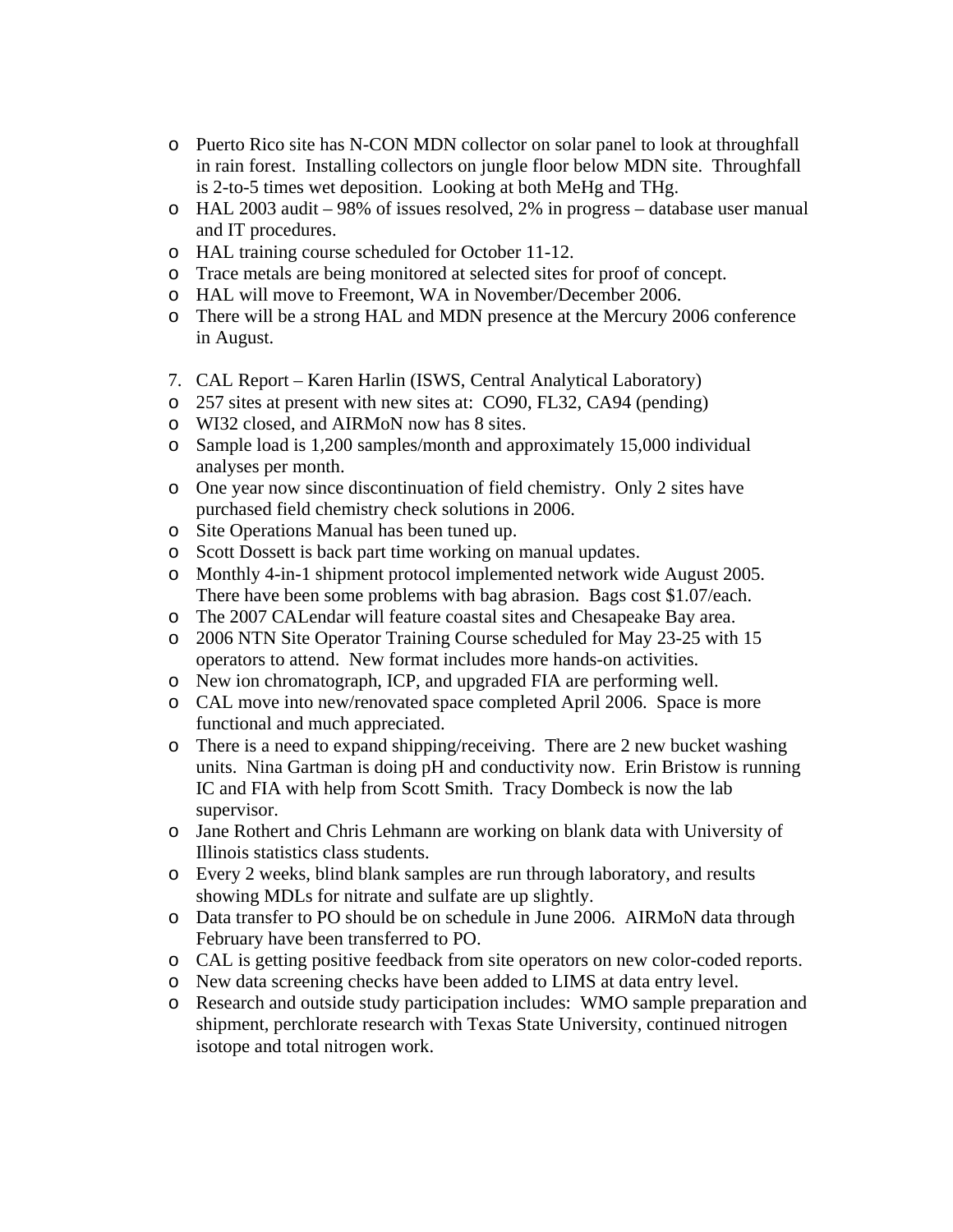- Puerto Rico site has N-CON MDN collector on solar panel to look at throughfall in rain forest. Installing collectors on jungle floor below MDN site. Throughfall is 2-to-5 times wet deposition. Looking at both MeHg and THg.
- HAL 2003 audit – 98% of issues resolved, 2% in progress – database user manual and IT procedures.
- HAL training course scheduled for October 11-12.
- Trace metals are being monitored at selected sites for proof of concept.
- HAL will move to Freemont, WA in November/December 2006.
- There will be a strong HAL and MDN presence at the Mercury 2006 conference in August.

7. CAL Report – Karen Harlin (ISWS, Central Analytical Laboratory)

- 257 sites at present with new sites at: CO90, FL32, CA94 (pending)
- WI32 closed, and AIRMoN now has 8 sites.
- Sample load is 1,200 samples/month and approximately 15,000 individual analyses per month.
- One year now since discontinuation of field chemistry. Only 2 sites have purchased field chemistry check solutions in 2006.
- Site Operations Manual has been tuned up.
- Scott Dossett is back part time working on manual updates.
- Monthly 4-in-1 shipment protocol implemented network wide August 2005. There have been some problems with bag abrasion. Bags cost $1.07/each.
- The 2007 CALendar will feature coastal sites and Chesapeake Bay area.
- 2006 NTN Site Operator Training Course scheduled for May 23-25 with 15 operators to attend. New format includes more hands-on activities.
- New ion chromatograph, ICP, and upgraded FIA are performing well.
- CAL move into new/renovated space completed April 2006. Space is more functional and much appreciated.
- There is a need to expand shipping/receiving. There are 2 new bucket washing units. Nina Gartman is doing pH and conductivity now. Erin Bristow is running IC and FIA with help from Scott Smith. Tracy Dombeck is now the lab supervisor.
- Jane Rothert and Chris Lehmann are working on blank data with University of Illinois statistics class students.
- Every 2 weeks, blind blank samples are run through laboratory, and results showing MDLs for nitrate and sulfate are up slightly.
- Data transfer to PO should be on schedule in June 2006. AIRMoN data through February have been transferred to PO.
- CAL is getting positive feedback from site operators on new color-coded reports.
- New data screening checks have been added to LIMS at data entry level.
- Research and outside study participation includes: WMO sample preparation and shipment, perchlorate research with Texas State University, continued nitrogen isotope and total nitrogen work.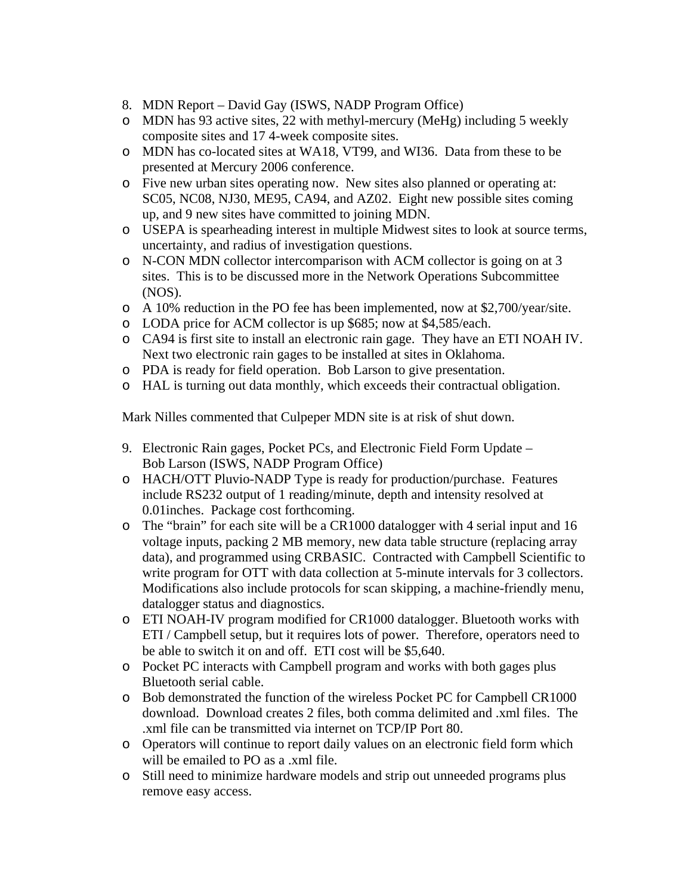8. MDN Report – David Gay (ISWS, NADP Program Office)

- MDN has 93 active sites, 22 with methyl-mercury (MeHg) including 5 weekly composite sites and 17 4-week composite sites.
- MDN has co-located sites at WA18, VT99, and WI36. Data from these to be presented at Mercury 2006 conference.
- Five new urban sites operating now. New sites also planned or operating at: SC05, NC08, NJ30, ME95, CA94, and AZ02. Eight new possible sites coming up, and 9 new sites have committed to joining MDN.
- USEPA is spearheading interest in multiple Midwest sites to look at source terms, uncertainty, and radius of investigation questions.
- N-CON MDN collector intercomparison with ACM collector is going on at 3 sites. This is to be discussed more in the Network Operations Subcommittee (NOS).
- A 10% reduction in the PO fee has been implemented, now at $2,700/year/site.
- LODA price for ACM collector is up $685; now at $4,585/each.
- CA94 is first site to install an electronic rain gage. They have an ETI NOAH IV. Next two electronic rain gages to be installed at sites in Oklahoma.
- PDA is ready for field operation. Bob Larson to give presentation.
- HAL is turning out data monthly, which exceeds their contractual obligation.

Mark Nilles commented that Culpeper MDN site is at risk of shut down.

9. Electronic Rain gages, Pocket PCs, and Electronic Field Form Update – Bob Larson (ISWS, NADP Program Office)

- HACH/OTT Pluvio-NADP Type is ready for production/purchase. Features include RS232 output of 1 reading/minute, depth and intensity resolved at 0.01inches. Package cost forthcoming.
- The "brain" for each site will be a CR1000 datalogger with 4 serial input and 16 voltage inputs, packing 2 MB memory, new data table structure (replacing array data), and programmed using CRBASIC. Contracted with Campbell Scientific to write program for OTT with data collection at 5-minute intervals for 3 collectors. Modifications also include protocols for scan skipping, a machine-friendly menu, datalogger status and diagnostics.
- ETI NOAH-IV program modified for CR1000 datalogger. Bluetooth works with ETI / Campbell setup, but it requires lots of power. Therefore, operators need to be able to switch it on and off. ETI cost will be $5,640.
- Pocket PC interacts with Campbell program and works with both gages plus Bluetooth serial cable.
- Bob demonstrated the function of the wireless Pocket PC for Campbell CR1000 download. Download creates 2 files, both comma delimited and .xml files. The .xml file can be transmitted via internet on TCP/IP Port 80.
- Operators will continue to report daily values on an electronic field form which will be emailed to PO as a .xml file.
- Still need to minimize hardware models and strip out unneeded programs plus remove easy access.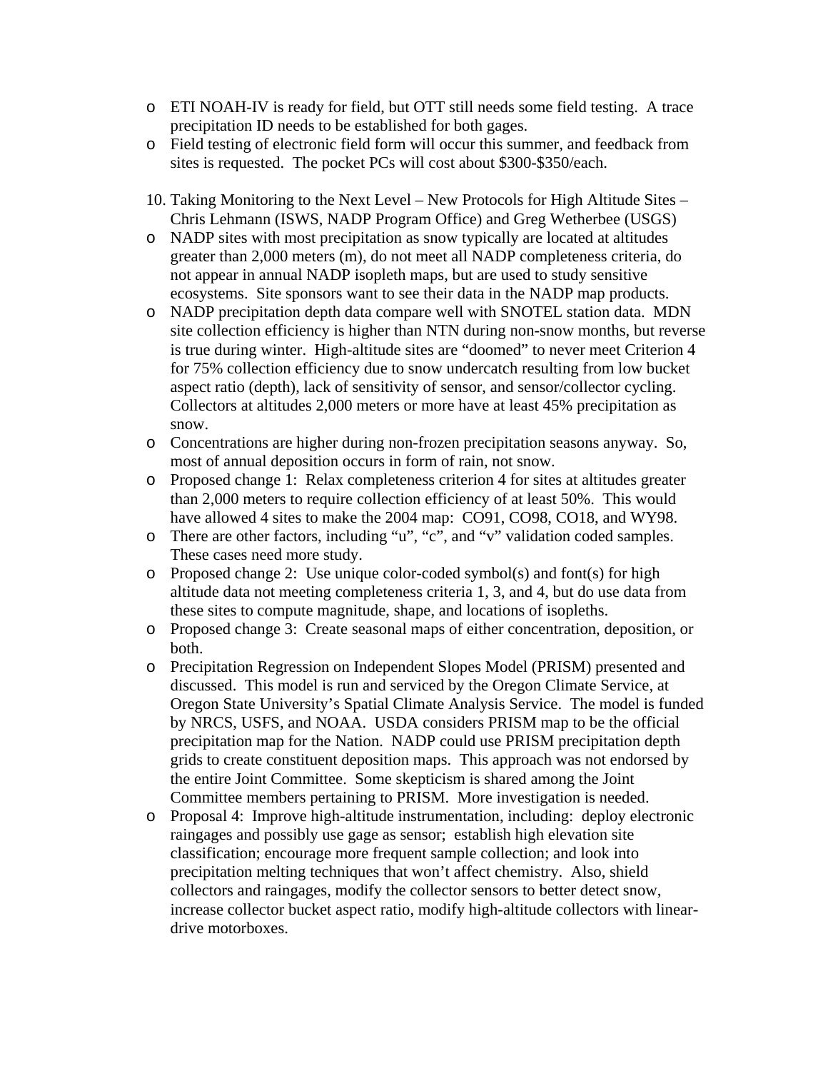- ETI NOAH-IV is ready for field, but OTT still needs some field testing. A trace precipitation ID needs to be established for both gages.
- Field testing of electronic field form will occur this summer, and feedback from sites is requested. The pocket PCs will cost about $300-$350/each.

10. Taking Monitoring to the Next Level – New Protocols for High Altitude Sites – Chris Lehmann (ISWS, NADP Program Office) and Greg Wetherbee (USGS)

- NADP sites with most precipitation as snow typically are located at altitudes greater than 2,000 meters (m), do not meet all NADP completeness criteria, do not appear in annual NADP isopleth maps, but are used to study sensitive ecosystems. Site sponsors want to see their data in the NADP map products.
- NADP precipitation depth data compare well with SNOTEL station data. MDN site collection efficiency is higher than NTN during non-snow months, but reverse is true during winter. High-altitude sites are "doomed" to never meet Criterion 4 for 75% collection efficiency due to snow undercatch resulting from low bucket aspect ratio (depth), lack of sensitivity of sensor, and sensor/collector cycling. Collectors at altitudes 2,000 meters or more have at least 45% precipitation as snow.
- Concentrations are higher during non-frozen precipitation seasons anyway. So, most of annual deposition occurs in form of rain, not snow.
- Proposed change 1: Relax completeness criterion 4 for sites at altitudes greater than 2,000 meters to require collection efficiency of at least 50%. This would have allowed 4 sites to make the 2004 map: CO91, CO98, CO18, and WY98.
- There are other factors, including "u", "c", and "v" validation coded samples. These cases need more study.
- Proposed change 2: Use unique color-coded symbol(s) and font(s) for high altitude data not meeting completeness criteria 1, 3, and 4, but do use data from these sites to compute magnitude, shape, and locations of isopleths.
- Proposed change 3: Create seasonal maps of either concentration, deposition, or both.
- Precipitation Regression on Independent Slopes Model (PRISM) presented and discussed. This model is run and serviced by the Oregon Climate Service, at Oregon State University's Spatial Climate Analysis Service. The model is funded by NRCS, USFS, and NOAA. USDA considers PRISM map to be the official precipitation map for the Nation. NADP could use PRISM precipitation depth grids to create constituent deposition maps. This approach was not endorsed by the entire Joint Committee. Some skepticism is shared among the Joint Committee members pertaining to PRISM. More investigation is needed.
- Proposal 4: Improve high-altitude instrumentation, including: deploy electronic raingages and possibly use gage as sensor; establish high elevation site classification; encourage more frequent sample collection; and look into precipitation melting techniques that won't affect chemistry. Also, shield collectors and raingages, modify the collector sensors to better detect snow, increase collector bucket aspect ratio, modify high-altitude collectors with linear-drive motorboxes.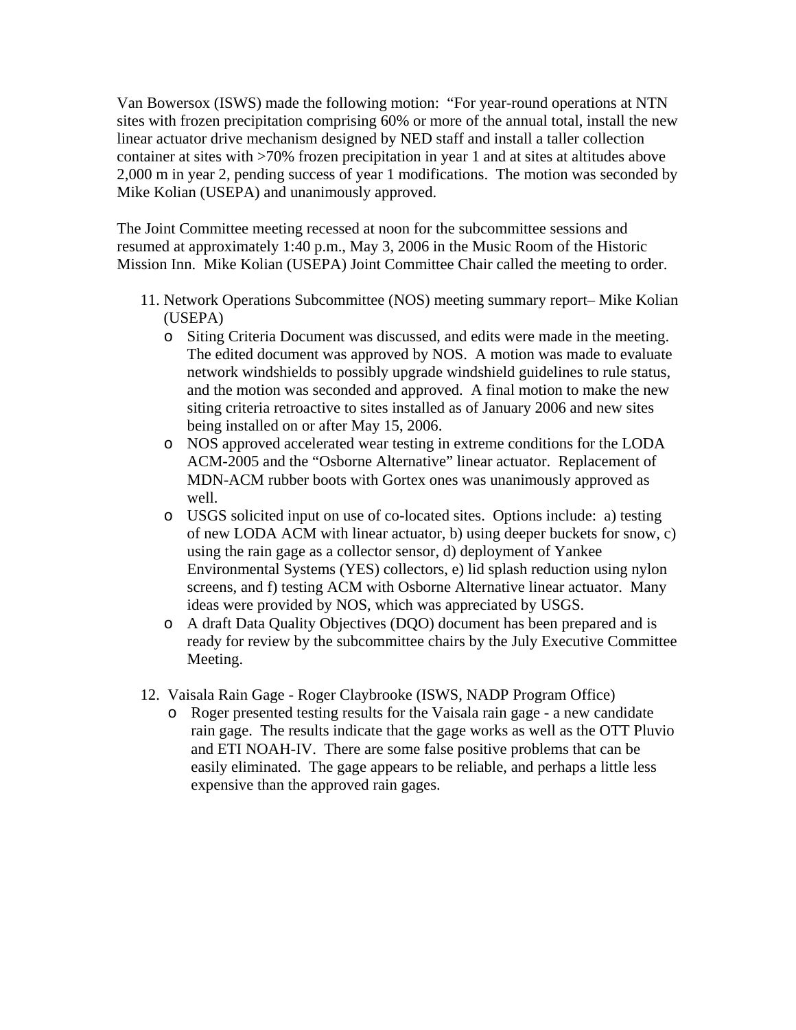Van Bowersox (ISWS) made the following motion: "For year-round operations at NTN sites with frozen precipitation comprising 60% or more of the annual total, install the new linear actuator drive mechanism designed by NED staff and install a taller collection container at sites with >70% frozen precipitation in year 1 and at sites at altitudes above 2,000 m in year 2, pending success of year 1 modifications. The motion was seconded by Mike Kolian (USEPA) and unanimously approved.

The Joint Committee meeting recessed at noon for the subcommittee sessions and resumed at approximately 1:40 p.m., May 3, 2006 in the Music Room of the Historic Mission Inn. Mike Kolian (USEPA) Joint Committee Chair called the meeting to order.

11. Network Operations Subcommittee (NOS) meeting summary report– Mike Kolian (USEPA)
    - Siting Criteria Document was discussed, and edits were made in the meeting. The edited document was approved by NOS. A motion was made to evaluate network windshields to possibly upgrade windshield guidelines to rule status, and the motion was seconded and approved. A final motion to make the new siting criteria retroactive to sites installed as of January 2006 and new sites being installed on or after May 15, 2006.
    - NOS approved accelerated wear testing in extreme conditions for the LODA ACM-2005 and the "Osborne Alternative" linear actuator. Replacement of MDN-ACM rubber boots with Gortex ones was unanimously approved as well.
    - USGS solicited input on use of co-located sites. Options include: a) testing of new LODA ACM with linear actuator, b) using deeper buckets for snow, c) using the rain gage as a collector sensor, d) deployment of Yankee Environmental Systems (YES) collectors, e) lid splash reduction using nylon screens, and f) testing ACM with Osborne Alternative linear actuator. Many ideas were provided by NOS, which was appreciated by USGS.
    - A draft Data Quality Objectives (DQO) document has been prepared and is ready for review by the subcommittee chairs by the July Executive Committee Meeting.

12. Vaisala Rain Gage - Roger Claybrooke (ISWS, NADP Program Office)
    - Roger presented testing results for the Vaisala rain gage - a new candidate rain gage. The results indicate that the gage works as well as the OTT Pluvio and ETI NOAH-IV. There are some false positive problems that can be easily eliminated. The gage appears to be reliable, and perhaps a little less expensive than the approved rain gages.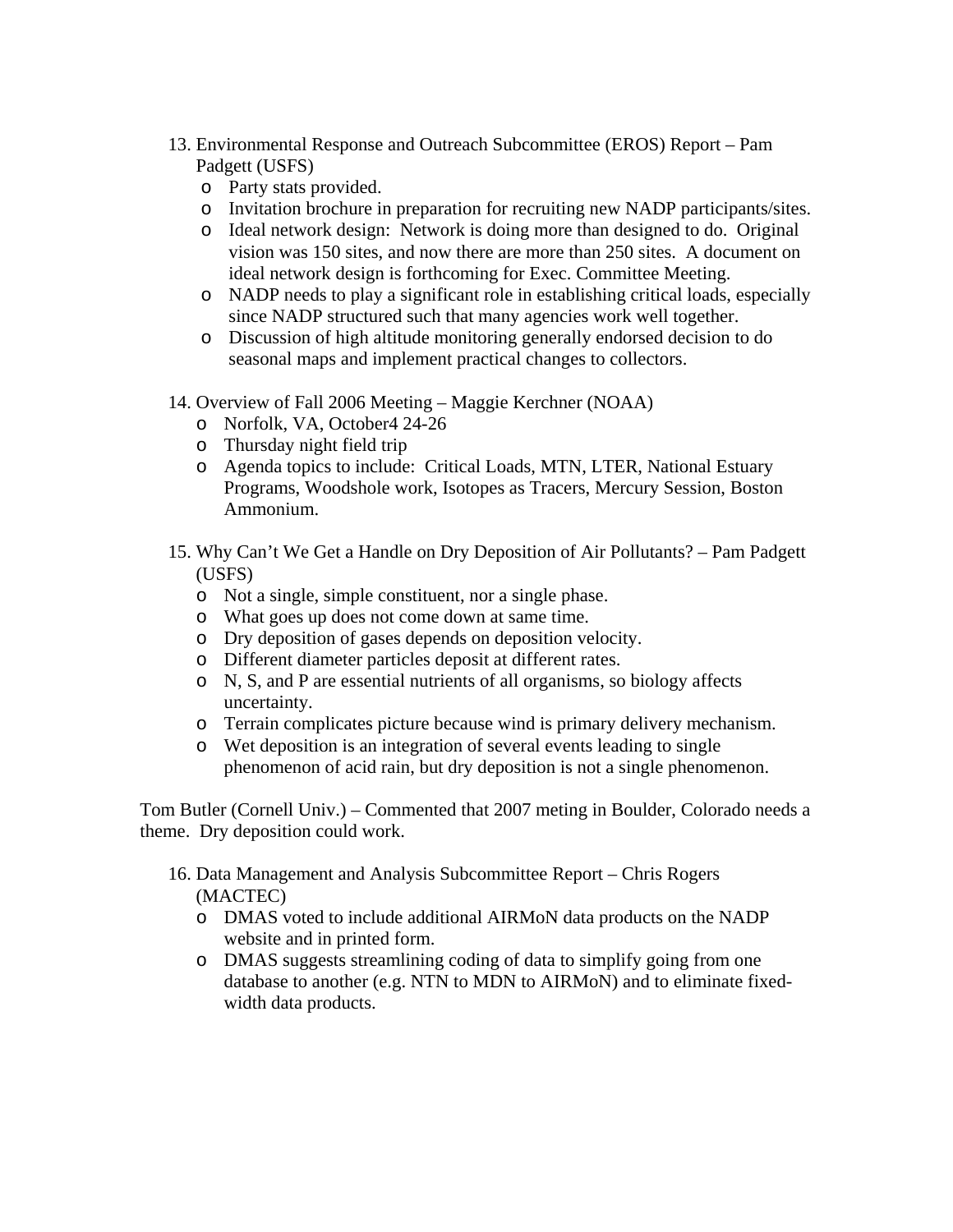13. Environmental Response and Outreach Subcommittee (EROS) Report – Pam Padgett (USFS)
    - Party stats provided.
    - Invitation brochure in preparation for recruiting new NADP participants/sites.
    - Ideal network design: Network is doing more than designed to do. Original vision was 150 sites, and now there are more than 250 sites. A document on ideal network design is forthcoming for Exec. Committee Meeting.
    - NADP needs to play a significant role in establishing critical loads, especially since NADP structured such that many agencies work well together.
    - Discussion of high altitude monitoring generally endorsed decision to do seasonal maps and implement practical changes to collectors.

14. Overview of Fall 2006 Meeting – Maggie Kerchner (NOAA)
    - Norfolk, VA, October4 24-26
    - Thursday night field trip
    - Agenda topics to include: Critical Loads, MTN, LTER, National Estuary Programs, Woodshole work, Isotopes as Tracers, Mercury Session, Boston Ammonium.

15. Why Can't We Get a Handle on Dry Deposition of Air Pollutants? – Pam Padgett (USFS)
    - Not a single, simple constituent, nor a single phase.
    - What goes up does not come down at same time.
    - Dry deposition of gases depends on deposition velocity.
    - Different diameter particles deposit at different rates.
    - N, S, and P are essential nutrients of all organisms, so biology affects uncertainty.
    - Terrain complicates picture because wind is primary delivery mechanism.
    - Wet deposition is an integration of several events leading to single phenomenon of acid rain, but dry deposition is not a single phenomenon.

Tom Butler (Cornell Univ.) – Commented that 2007 meting in Boulder, Colorado needs a theme. Dry deposition could work.

16. Data Management and Analysis Subcommittee Report – Chris Rogers (MACTEC)
    - DMAS voted to include additional AIRMoN data products on the NADP website and in printed form.
    - DMAS suggests streamlining coding of data to simplify going from one database to another (e.g. NTN to MDN to AIRMoN) and to eliminate fixed-width data products.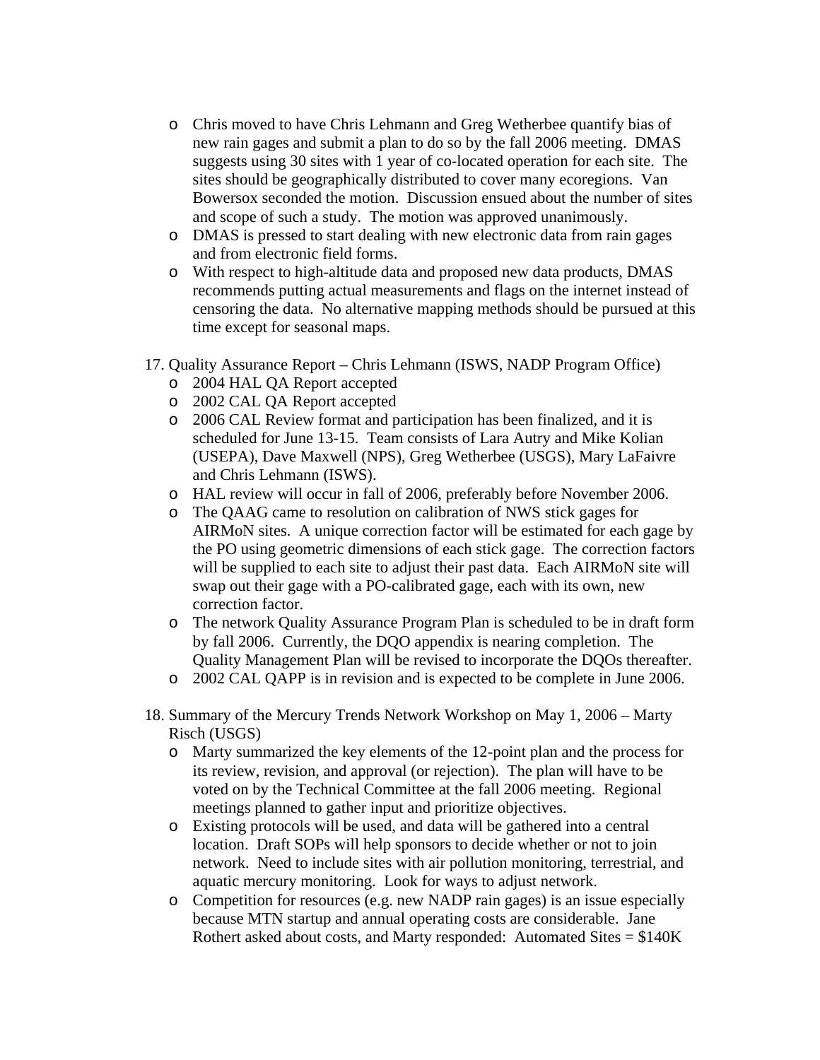- Chris moved to have Chris Lehmann and Greg Wetherbee quantify bias of new rain gages and submit a plan to do so by the fall 2006 meeting. DMAS suggests using 30 sites with 1 year of co-located operation for each site. The sites should be geographically distributed to cover many ecoregions. Van Bowersox seconded the motion. Discussion ensued about the number of sites and scope of such a study. The motion was approved unanimously.
- DMAS is pressed to start dealing with new electronic data from rain gages and from electronic field forms.
- With respect to high-altitude data and proposed new data products, DMAS recommends putting actual measurements and flags on the internet instead of censoring the data. No alternative mapping methods should be pursued at this time except for seasonal maps.

17. Quality Assurance Report – Chris Lehmann (ISWS, NADP Program Office)
    - 2004 HAL QA Report accepted
    - 2002 CAL QA Report accepted
    - 2006 CAL Review format and participation has been finalized, and it is scheduled for June 13-15. Team consists of Lara Autry and Mike Kolian (USEPA), Dave Maxwell (NPS), Greg Wetherbee (USGS), Mary LaFaivre and Chris Lehmann (ISWS).
    - HAL review will occur in fall of 2006, preferably before November 2006.
    - The QAAG came to resolution on calibration of NWS stick gages for AIRMoN sites. A unique correction factor will be estimated for each gage by the PO using geometric dimensions of each stick gage. The correction factors will be supplied to each site to adjust their past data. Each AIRMoN site will swap out their gage with a PO-calibrated gage, each with its own, new correction factor.
    - The network Quality Assurance Program Plan is scheduled to be in draft form by fall 2006. Currently, the DQO appendix is nearing completion. The Quality Management Plan will be revised to incorporate the DQOs thereafter.
    - 2002 CAL QAPP is in revision and is expected to be complete in June 2006.

18. Summary of the Mercury Trends Network Workshop on May 1, 2006 – Marty Risch (USGS)
    - Marty summarized the key elements of the 12-point plan and the process for its review, revision, and approval (or rejection). The plan will have to be voted on by the Technical Committee at the fall 2006 meeting. Regional meetings planned to gather input and prioritize objectives.
    - Existing protocols will be used, and data will be gathered into a central location. Draft SOPs will help sponsors to decide whether or not to join network. Need to include sites with air pollution monitoring, terrestrial, and aquatic mercury monitoring. Look for ways to adjust network.
    - Competition for resources (e.g. new NADP rain gages) is an issue especially because MTN startup and annual operating costs are considerable. Jane Rothert asked about costs, and Marty responded: Automated Sites = $140K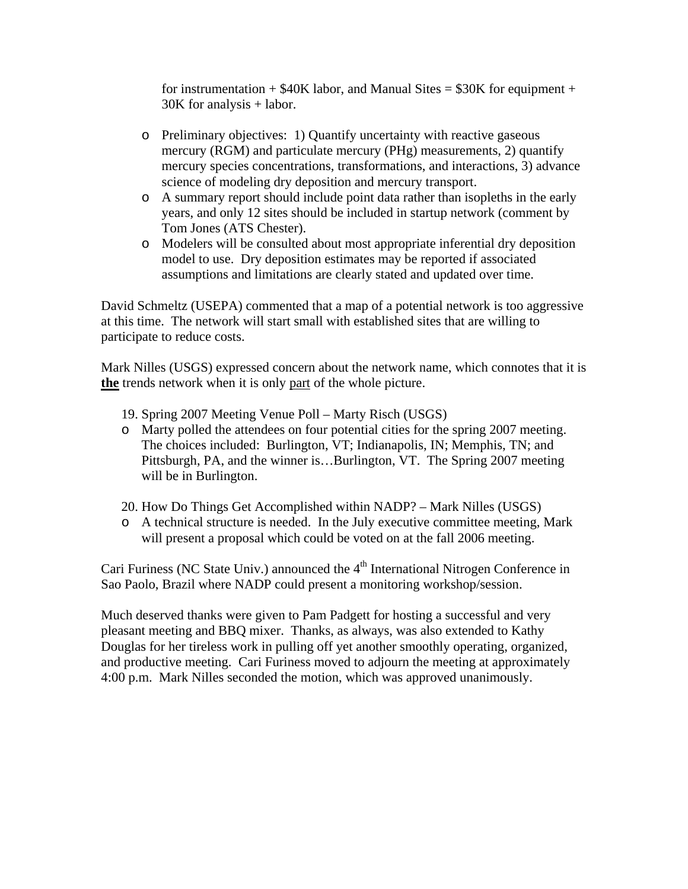for instrumentation + \$40K labor, and Manual Sites = \$30K for equipment + 30K for analysis + labor.

- Preliminary objectives: 1) Quantify uncertainty with reactive gaseous mercury (RGM) and particulate mercury (PHg) measurements, 2) quantify mercury species concentrations, transformations, and interactions, 3) advance science of modeling dry deposition and mercury transport.
- A summary report should include point data rather than isopleths in the early years, and only 12 sites should be included in startup network (comment by Tom Jones (ATS Chester).
- Modelers will be consulted about most appropriate inferential dry deposition model to use. Dry deposition estimates may be reported if associated assumptions and limitations are clearly stated and updated over time.

David Schmeltz (USEPA) commented that a map of a potential network is too aggressive at this time. The network will start small with established sites that are willing to participate to reduce costs.

Mark Nilles (USGS) expressed concern about the network name, which connotes that it is <u>**the**</u> trends network when it is only <u>part</u> of the whole picture.

19. Spring 2007 Meeting Venue Poll – Marty Risch (USGS)
   - Marty polled the attendees on four potential cities for the spring 2007 meeting. The choices included: Burlington, VT; Indianapolis, IN; Memphis, TN; and Pittsburgh, PA, and the winner is…Burlington, VT. The Spring 2007 meeting will be in Burlington.

20. How Do Things Get Accomplished within NADP? – Mark Nilles (USGS)
   - A technical structure is needed. In the July executive committee meeting, Mark will present a proposal which could be voted on at the fall 2006 meeting.

Cari Furiness (NC State Univ.) announced the 4th International Nitrogen Conference in Sao Paolo, Brazil where NADP could present a monitoring workshop/session.

Much deserved thanks were given to Pam Padgett for hosting a successful and very pleasant meeting and BBQ mixer. Thanks, as always, was also extended to Kathy Douglas for her tireless work in pulling off yet another smoothly operating, organized, and productive meeting. Cari Furiness moved to adjourn the meeting at approximately 4:00 p.m. Mark Nilles seconded the motion, which was approved unanimously.